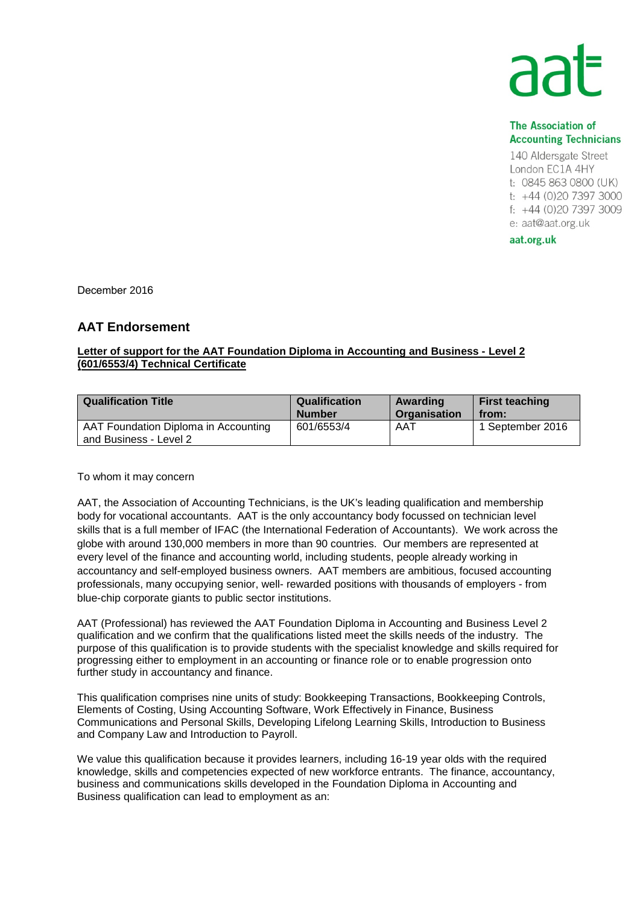aat

**The Association of Accounting Technicians**
140 Aldersgate Street
London EC1A 4HY
t: 0845 863 0800 (UK)
t: +44 (0)20 7397 3000
f: +44 (0)20 7397 3009
e: aat@aat.org.uk

**aat.org.uk**

December 2016

## AAT Endorsement

**Letter of support for the AAT Foundation Diploma in Accounting and Business - Level 2 (601/6553/4) Technical Certificate**

| Qualification Title | Qualification Number | Awarding Organisation | First teaching from: |
|---|---|---|---|
| AAT Foundation Diploma in Accounting and Business - Level 2 | 601/6553/4 | AAT | 1 September 2016 |

To whom it may concern

AAT, the Association of Accounting Technicians, is the UK's leading qualification and membership body for vocational accountants. AAT is the only accountancy body focussed on technician level skills that is a full member of IFAC (the International Federation of Accountants). We work across the globe with around 130,000 members in more than 90 countries. Our members are represented at every level of the finance and accounting world, including students, people already working in accountancy and self-employed business owners. AAT members are ambitious, focused accounting professionals, many occupying senior, well- rewarded positions with thousands of employers - from blue-chip corporate giants to public sector institutions.

AAT (Professional) has reviewed the AAT Foundation Diploma in Accounting and Business Level 2 qualification and we confirm that the qualifications listed meet the skills needs of the industry. The purpose of this qualification is to provide students with the specialist knowledge and skills required for progressing either to employment in an accounting or finance role or to enable progression onto further study in accountancy and finance.

This qualification comprises nine units of study: Bookkeeping Transactions, Bookkeeping Controls, Elements of Costing, Using Accounting Software, Work Effectively in Finance, Business Communications and Personal Skills, Developing Lifelong Learning Skills, Introduction to Business and Company Law and Introduction to Payroll.

We value this qualification because it provides learners, including 16-19 year olds with the required knowledge, skills and competencies expected of new workforce entrants. The finance, accountancy, business and communications skills developed in the Foundation Diploma in Accounting and Business qualification can lead to employment as an: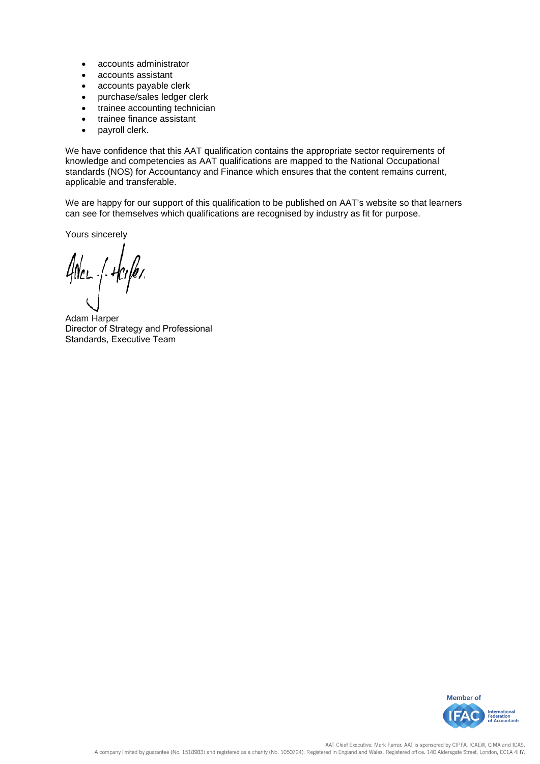- accounts administrator
- accounts assistant
- accounts payable clerk
- purchase/sales ledger clerk
- trainee accounting technician
- trainee finance assistant
- payroll clerk.

We have confidence that this AAT qualification contains the appropriate sector requirements of knowledge and competencies as AAT qualifications are mapped to the National Occupational standards (NOS) for Accountancy and Finance which ensures that the content remains current, applicable and transferable.

We are happy for our support of this qualification to be published on AAT's website so that learners can see for themselves which qualifications are recognised by industry as fit for purpose.

Yours sincerely

Adam Harper
Director of Strategy and Professional Standards, Executive Team

Member of IFAC International Federation of Accountants

AAT Chief Executive: Mark Farrar. AAT is sponsored by CIPFA, ICAEW, CIMA and ICAS.
A company limited by guarantee (No. 1518983) and registered as a charity (No. 1050724). Registered in England and Wales, Registered office: 140 Aldersgate Street, London, EC1A 4HY.